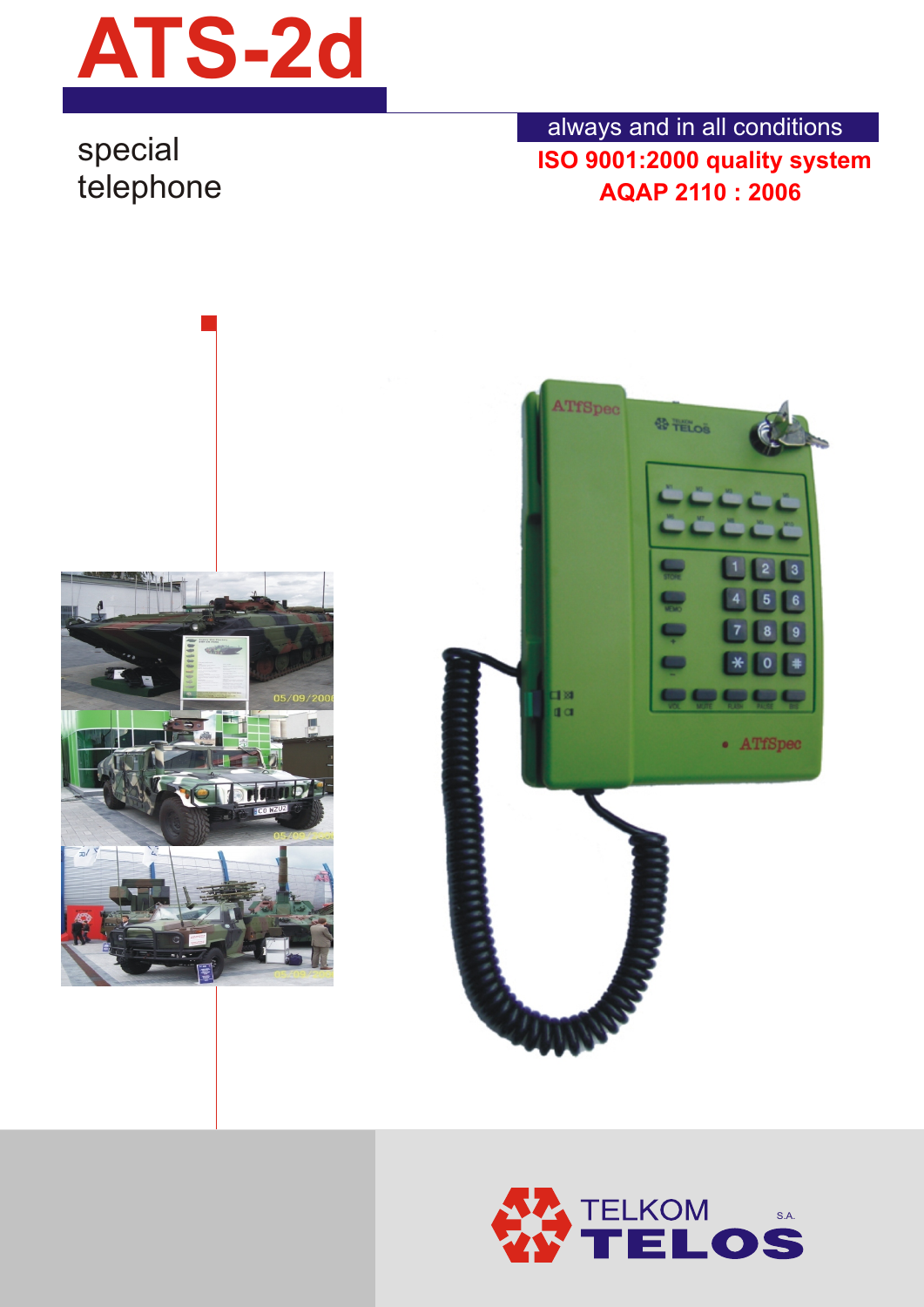# ATS-2d

special telephone

always and in all conditions

**ISO 9001:2000 quality system**

**AQAP 2110 : 2006**

TELKOM TELOS S.A.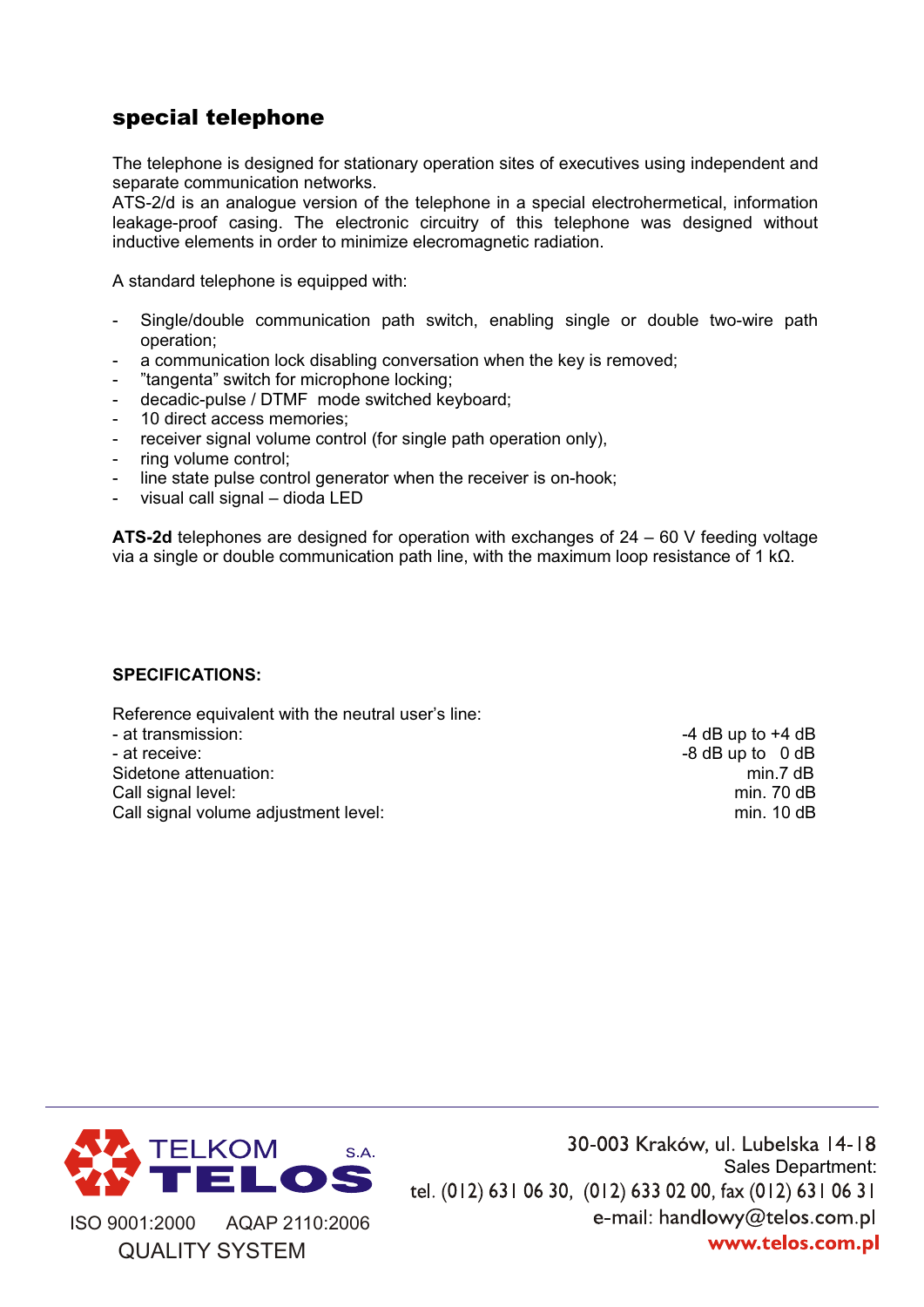## special telephone

The telephone is designed for stationary operation sites of executives using independent and separate communication networks.
ATS-2/d is an analogue version of the telephone in a special electrohermetical, information leakage-proof casing. The electronic circuitry of this telephone was designed without inductive elements in order to minimize elecromagnetic radiation.

A standard telephone is equipped with:

- Single/double communication path switch, enabling single or double two-wire path operation;
- a communication lock disabling conversation when the key is removed;
- ”tangenta” switch for microphone locking;
- decadic-pulse / DTMF mode switched keyboard;
- 10 direct access memories;
- receiver signal volume control (for single path operation only),
- ring volume control;
- line state pulse control generator when the receiver is on-hook;
- visual call signal – dioda LED

**ATS-2d** telephones are designed for operation with exchanges of 24 – 60 V feeding voltage via a single or double communication path line, with the maximum loop resistance of 1 kΩ.

**SPECIFICATIONS:**

| | |
|---|---|
| Reference equivalent with the neutral user’s line: | |
| - at transmission: | -4 dB up to +4 dB |
| - at receive: | -8 dB up to 0 dB |
| Sidetone attenuation: | min.7 dB |
| Call signal level: | min. 70 dB |
| Call signal volume adjustment level: | min. 10 dB |

TELKOM TELOS S.A.

ISO 9001:2000 AQAP 2110:2006
QUALITY SYSTEM

30-003 Kraków, ul. Lubelska 14-18
Sales Department:
tel. (012) 631 06 30, (012) 633 02 00, fax (012) 631 06 31
e-mail: handlowy@telos.com.pl
www.telos.com.pl